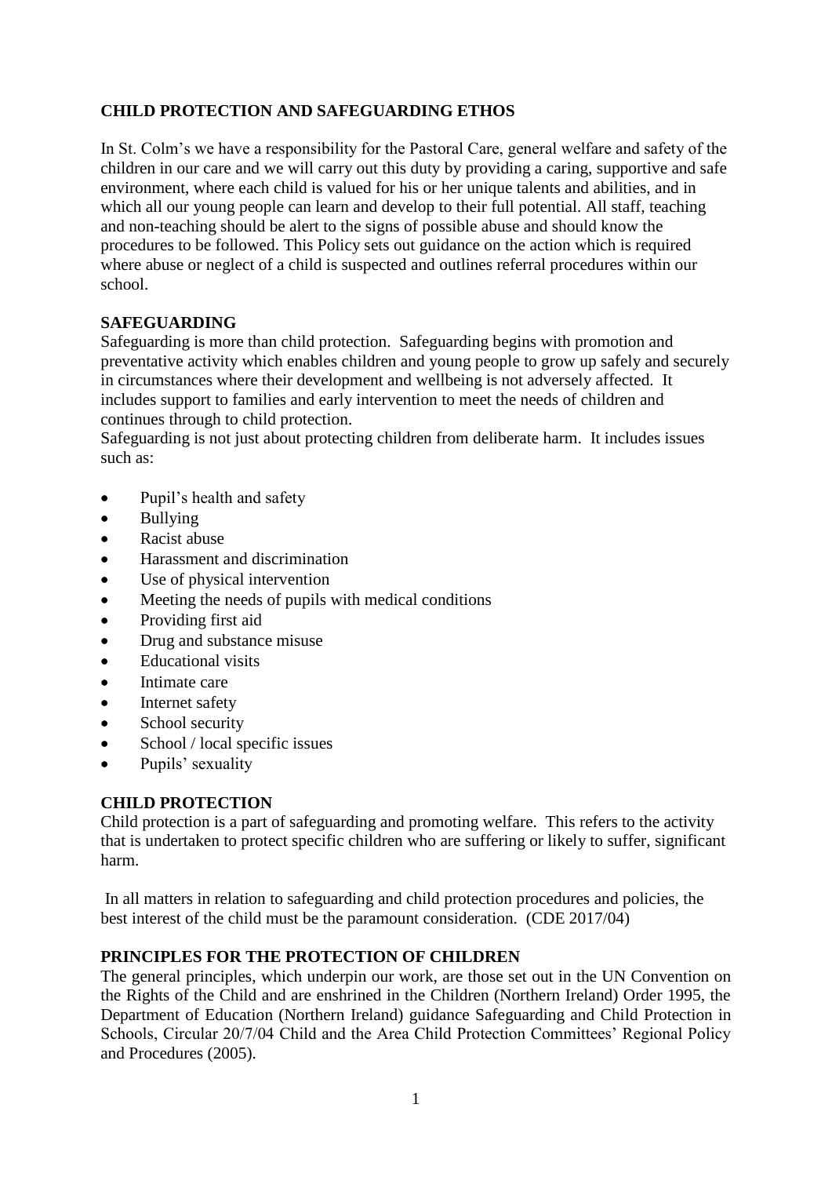## CHILD PROTECTION AND SAFEGUARDING ETHOS

In St. Colm's we have a responsibility for the Pastoral Care, general welfare and safety of the children in our care and we will carry out this duty by providing a caring, supportive and safe environment, where each child is valued for his or her unique talents and abilities, and in which all our young people can learn and develop to their full potential. All staff, teaching and non-teaching should be alert to the signs of possible abuse and should know the procedures to be followed. This Policy sets out guidance on the action which is required where abuse or neglect of a child is suspected and outlines referral procedures within our school.

## SAFEGUARDING

Safeguarding is more than child protection. Safeguarding begins with promotion and preventative activity which enables children and young people to grow up safely and securely in circumstances where their development and wellbeing is not adversely affected. It includes support to families and early intervention to meet the needs of children and continues through to child protection.

Safeguarding is not just about protecting children from deliberate harm. It includes issues such as:

- Pupil's health and safety
- Bullying
- Racist abuse
- Harassment and discrimination
- Use of physical intervention
- Meeting the needs of pupils with medical conditions
- Providing first aid
- Drug and substance misuse
- Educational visits
- Intimate care
- Internet safety
- School security
- School / local specific issues
- Pupils' sexuality

## CHILD PROTECTION

Child protection is a part of safeguarding and promoting welfare. This refers to the activity that is undertaken to protect specific children who are suffering or likely to suffer, significant harm.

In all matters in relation to safeguarding and child protection procedures and policies, the best interest of the child must be the paramount consideration. (CDE 2017/04)

## PRINCIPLES FOR THE PROTECTION OF CHILDREN

The general principles, which underpin our work, are those set out in the UN Convention on the Rights of the Child and are enshrined in the Children (Northern Ireland) Order 1995, the Department of Education (Northern Ireland) guidance Safeguarding and Child Protection in Schools, Circular 20/7/04 Child and the Area Child Protection Committees' Regional Policy and Procedures (2005).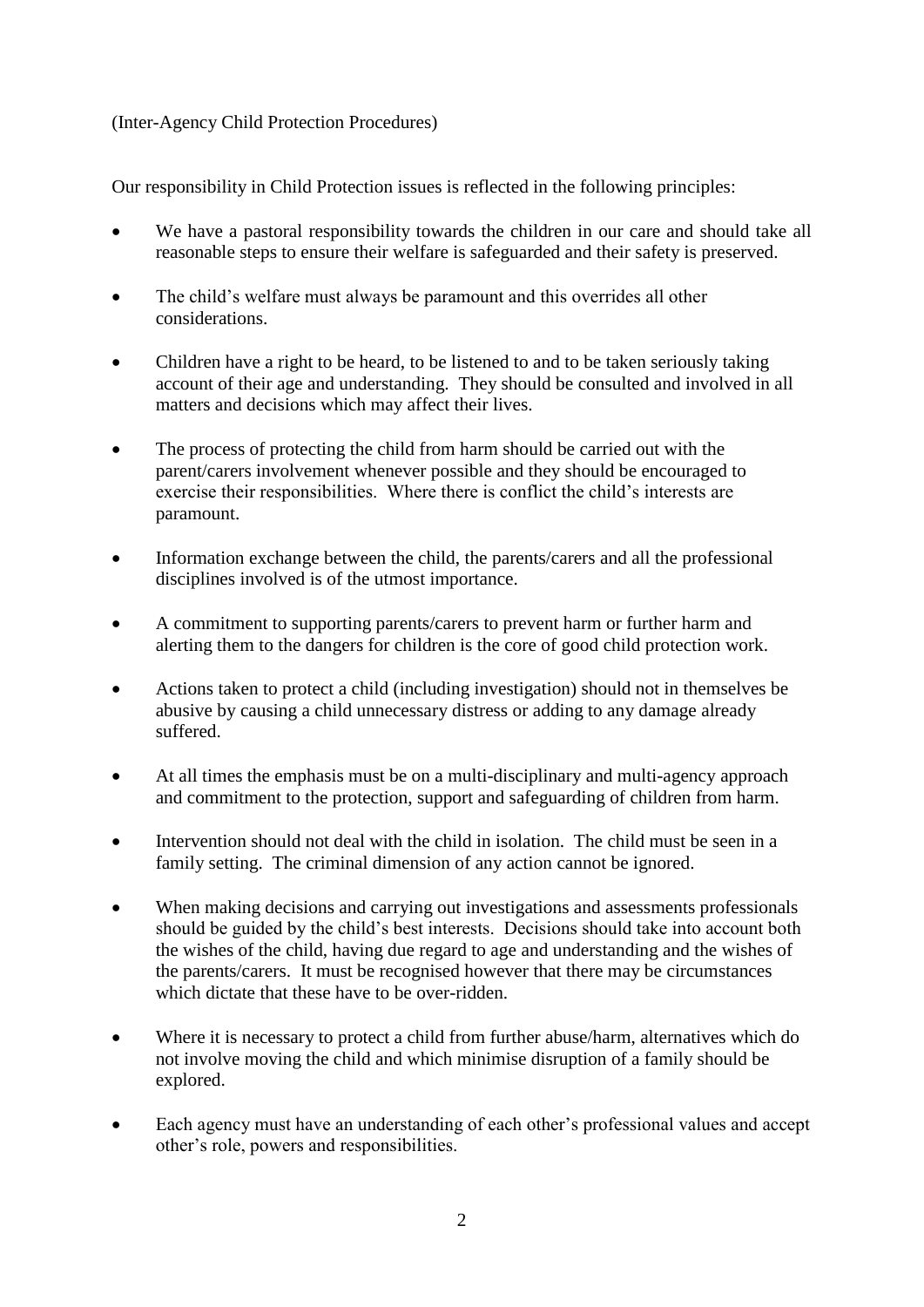(Inter-Agency Child Protection Procedures)

Our responsibility in Child Protection issues is reflected in the following principles:

- We have a pastoral responsibility towards the children in our care and should take all reasonable steps to ensure their welfare is safeguarded and their safety is preserved.
- The child's welfare must always be paramount and this overrides all other considerations.
- Children have a right to be heard, to be listened to and to be taken seriously taking account of their age and understanding. They should be consulted and involved in all matters and decisions which may affect their lives.
- The process of protecting the child from harm should be carried out with the parent/carers involvement whenever possible and they should be encouraged to exercise their responsibilities. Where there is conflict the child's interests are paramount.
- Information exchange between the child, the parents/carers and all the professional disciplines involved is of the utmost importance.
- A commitment to supporting parents/carers to prevent harm or further harm and alerting them to the dangers for children is the core of good child protection work.
- Actions taken to protect a child (including investigation) should not in themselves be abusive by causing a child unnecessary distress or adding to any damage already suffered.
- At all times the emphasis must be on a multi-disciplinary and multi-agency approach and commitment to the protection, support and safeguarding of children from harm.
- Intervention should not deal with the child in isolation. The child must be seen in a family setting. The criminal dimension of any action cannot be ignored.
- When making decisions and carrying out investigations and assessments professionals should be guided by the child's best interests. Decisions should take into account both the wishes of the child, having due regard to age and understanding and the wishes of the parents/carers. It must be recognised however that there may be circumstances which dictate that these have to be over-ridden.
- Where it is necessary to protect a child from further abuse/harm, alternatives which do not involve moving the child and which minimise disruption of a family should be explored.
- Each agency must have an understanding of each other's professional values and accept other's role, powers and responsibilities.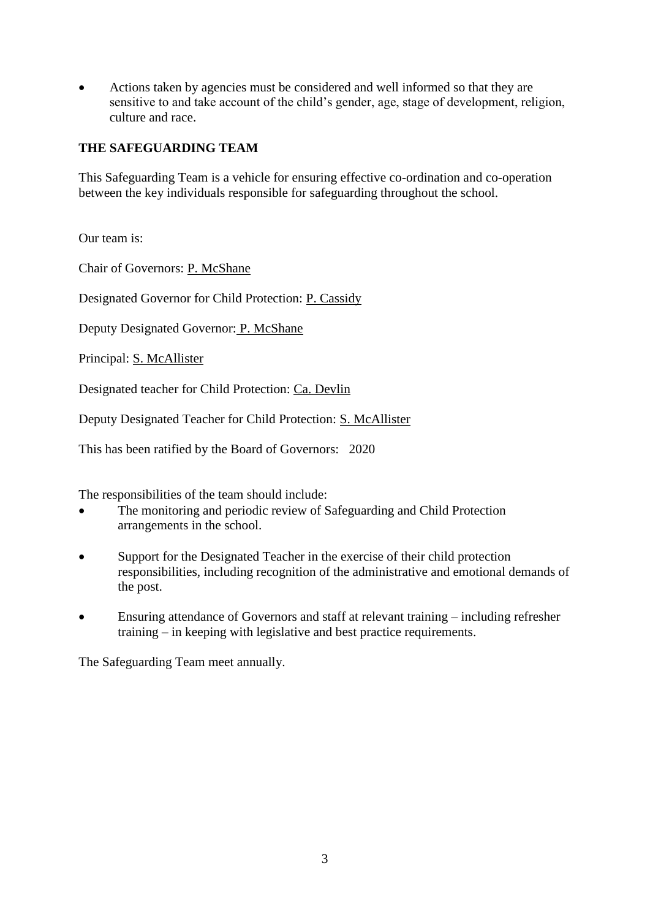- Actions taken by agencies must be considered and well informed so that they are sensitive to and take account of the child's gender, age, stage of development, religion, culture and race.

## THE SAFEGUARDING TEAM

This Safeguarding Team is a vehicle for ensuring effective co-ordination and co-operation between the key individuals responsible for safeguarding throughout the school.

Our team is:

Chair of Governors: P. McShane

Designated Governor for Child Protection: P. Cassidy

Deputy Designated Governor: P. McShane

Principal: S. McAllister

Designated teacher for Child Protection: Ca. Devlin

Deputy Designated Teacher for Child Protection: S. McAllister

This has been ratified by the Board of Governors: 2020

The responsibilities of the team should include:

- The monitoring and periodic review of Safeguarding and Child Protection arrangements in the school.
- Support for the Designated Teacher in the exercise of their child protection responsibilities, including recognition of the administrative and emotional demands of the post.
- Ensuring attendance of Governors and staff at relevant training – including refresher training – in keeping with legislative and best practice requirements.

The Safeguarding Team meet annually.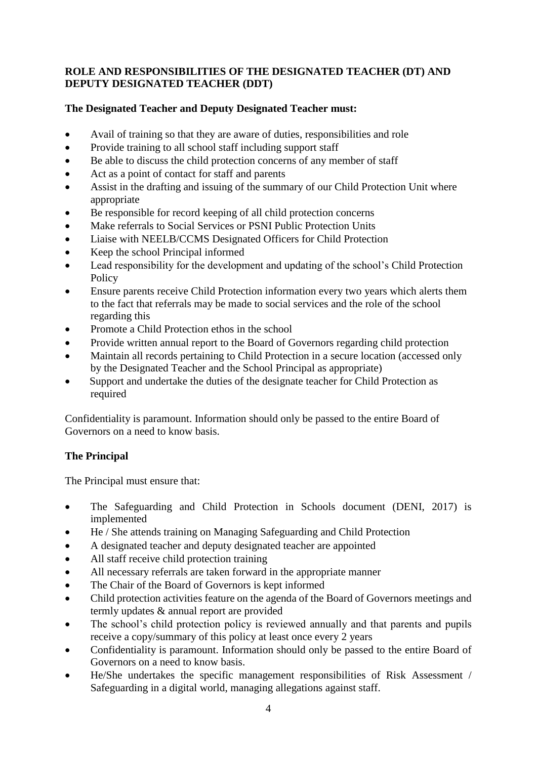**ROLE AND RESPONSIBILITIES OF THE DESIGNATED TEACHER (DT) AND DEPUTY DESIGNATED TEACHER (DDT)**

**The Designated Teacher and Deputy Designated Teacher must:**

- Avail of training so that they are aware of duties, responsibilities and role
- Provide training to all school staff including support staff
- Be able to discuss the child protection concerns of any member of staff
- Act as a point of contact for staff and parents
- Assist in the drafting and issuing of the summary of our Child Protection Unit where appropriate
- Be responsible for record keeping of all child protection concerns
- Make referrals to Social Services or PSNI Public Protection Units
- Liaise with NEELB/CCMS Designated Officers for Child Protection
- Keep the school Principal informed
- Lead responsibility for the development and updating of the school's Child Protection Policy
- Ensure parents receive Child Protection information every two years which alerts them to the fact that referrals may be made to social services and the role of the school regarding this
- Promote a Child Protection ethos in the school
- Provide written annual report to the Board of Governors regarding child protection
- Maintain all records pertaining to Child Protection in a secure location (accessed only by the Designated Teacher and the School Principal as appropriate)
- Support and undertake the duties of the designate teacher for Child Protection as required

Confidentiality is paramount. Information should only be passed to the entire Board of Governors on a need to know basis.

**The Principal**

The Principal must ensure that:

- The Safeguarding and Child Protection in Schools document (DENI, 2017) is implemented
- He / She attends training on Managing Safeguarding and Child Protection
- A designated teacher and deputy designated teacher are appointed
- All staff receive child protection training
- All necessary referrals are taken forward in the appropriate manner
- The Chair of the Board of Governors is kept informed
- Child protection activities feature on the agenda of the Board of Governors meetings and termly updates & annual report are provided
- The school's child protection policy is reviewed annually and that parents and pupils receive a copy/summary of this policy at least once every 2 years
- Confidentiality is paramount. Information should only be passed to the entire Board of Governors on a need to know basis.
- He/She undertakes the specific management responsibilities of Risk Assessment / Safeguarding in a digital world, managing allegations against staff.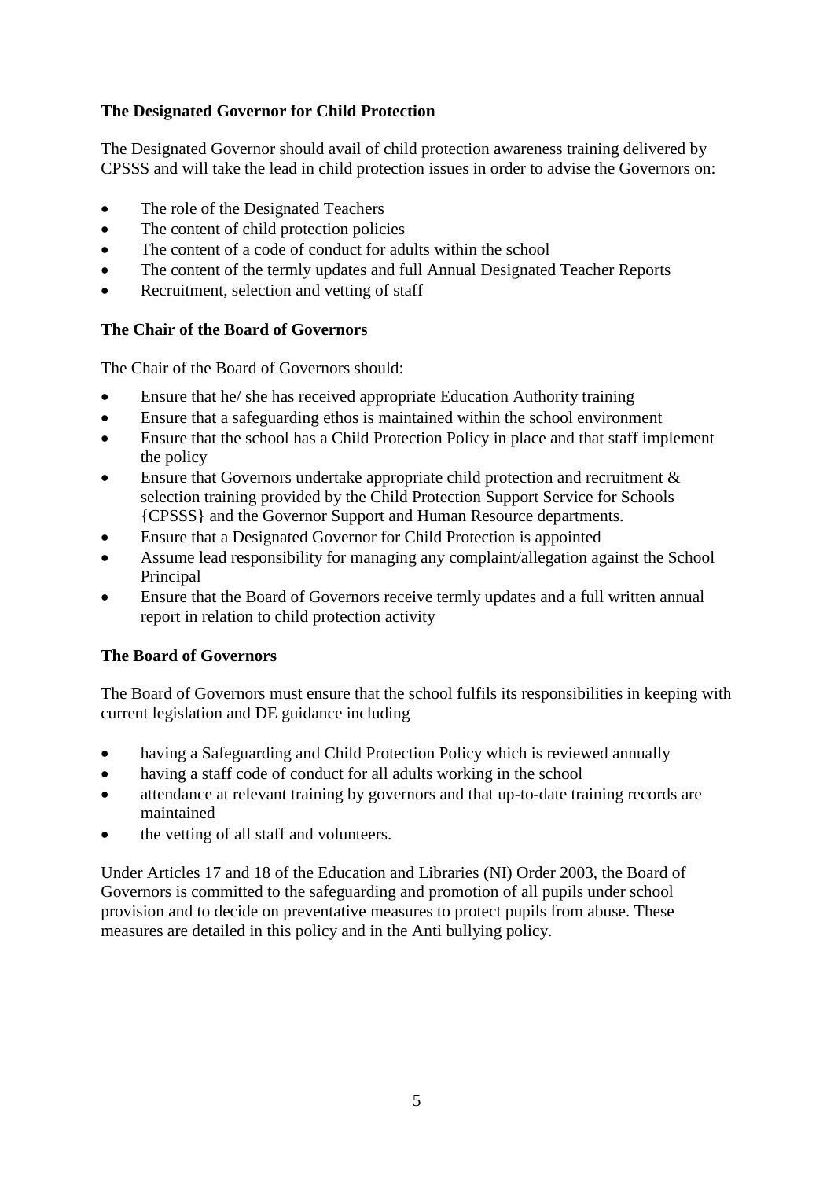**The Designated Governor for Child Protection**

The Designated Governor should avail of child protection awareness training delivered by CPSSS and will take the lead in child protection issues in order to advise the Governors on:

- The role of the Designated Teachers
- The content of child protection policies
- The content of a code of conduct for adults within the school
- The content of the termly updates and full Annual Designated Teacher Reports
- Recruitment, selection and vetting of staff

**The Chair of the Board of Governors**

The Chair of the Board of Governors should:

- Ensure that he/ she has received appropriate Education Authority training
- Ensure that a safeguarding ethos is maintained within the school environment
- Ensure that the school has a Child Protection Policy in place and that staff implement the policy
- Ensure that Governors undertake appropriate child protection and recruitment & selection training provided by the Child Protection Support Service for Schools {CPSSS} and the Governor Support and Human Resource departments.
- Ensure that a Designated Governor for Child Protection is appointed
- Assume lead responsibility for managing any complaint/allegation against the School Principal
- Ensure that the Board of Governors receive termly updates and a full written annual report in relation to child protection activity

**The Board of Governors**

The Board of Governors must ensure that the school fulfils its responsibilities in keeping with current legislation and DE guidance including

- having a Safeguarding and Child Protection Policy which is reviewed annually
- having a staff code of conduct for all adults working in the school
- attendance at relevant training by governors and that up-to-date training records are maintained
- the vetting of all staff and volunteers.

Under Articles 17 and 18 of the Education and Libraries (NI) Order 2003, the Board of Governors is committed to the safeguarding and promotion of all pupils under school provision and to decide on preventative measures to protect pupils from abuse. These measures are detailed in this policy and in the Anti bullying policy.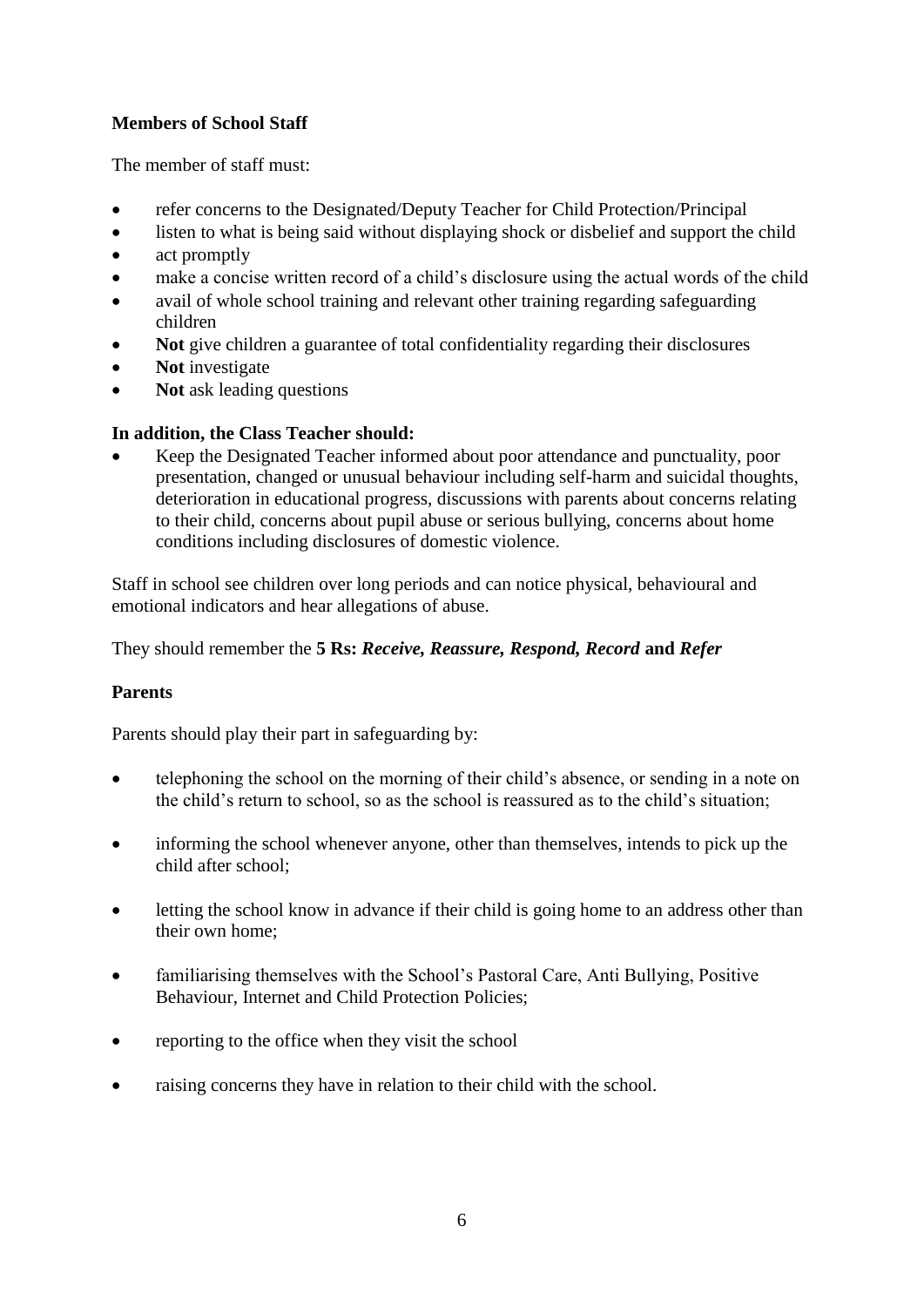### Members of School Staff

The member of staff must:

- refer concerns to the Designated/Deputy Teacher for Child Protection/Principal
- listen to what is being said without displaying shock or disbelief and support the child
- act promptly
- make a concise written record of a child's disclosure using the actual words of the child
- avail of whole school training and relevant other training regarding safeguarding children
- **Not** give children a guarantee of total confidentiality regarding their disclosures
- **Not** investigate
- **Not** ask leading questions

**In addition, the Class Teacher should:**

- Keep the Designated Teacher informed about poor attendance and punctuality, poor presentation, changed or unusual behaviour including self-harm and suicidal thoughts, deterioration in educational progress, discussions with parents about concerns relating to their child, concerns about pupil abuse or serious bullying, concerns about home conditions including disclosures of domestic violence.

Staff in school see children over long periods and can notice physical, behavioural and emotional indicators and hear allegations of abuse.

They should remember the **5 Rs: *Receive, Reassure, Respond, Record* and *Refer***

### Parents

Parents should play their part in safeguarding by:

- telephoning the school on the morning of their child's absence, or sending in a note on the child's return to school, so as the school is reassured as to the child's situation;
- informing the school whenever anyone, other than themselves, intends to pick up the child after school;
- letting the school know in advance if their child is going home to an address other than their own home;
- familiarising themselves with the School's Pastoral Care, Anti Bullying, Positive Behaviour, Internet and Child Protection Policies;
- reporting to the office when they visit the school
- raising concerns they have in relation to their child with the school.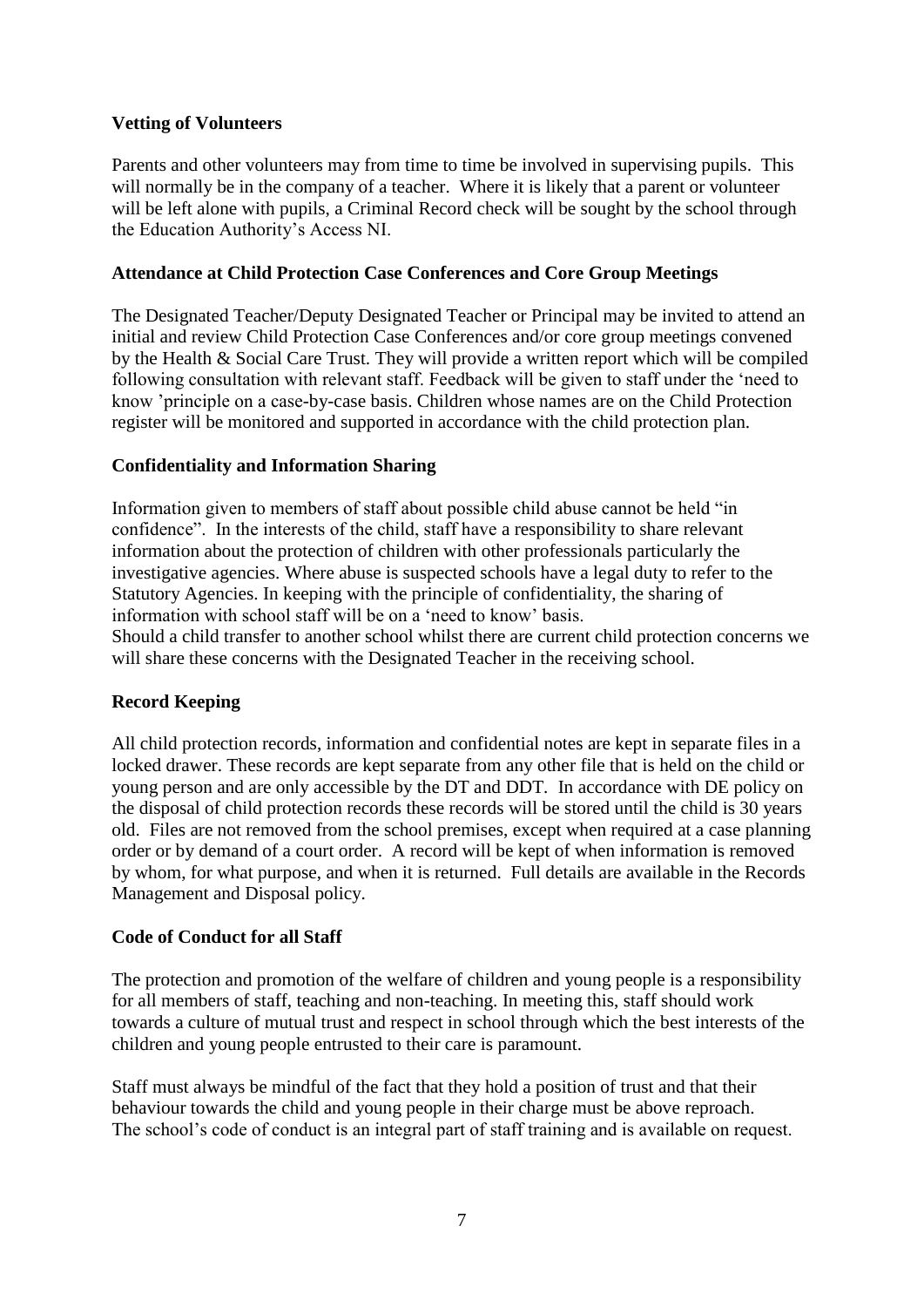**Vetting of Volunteers**

Parents and other volunteers may from time to time be involved in supervising pupils. This will normally be in the company of a teacher. Where it is likely that a parent or volunteer will be left alone with pupils, a Criminal Record check will be sought by the school through the Education Authority's Access NI.

**Attendance at Child Protection Case Conferences and Core Group Meetings**

The Designated Teacher/Deputy Designated Teacher or Principal may be invited to attend an initial and review Child Protection Case Conferences and/or core group meetings convened by the Health & Social Care Trust. They will provide a written report which will be compiled following consultation with relevant staff. Feedback will be given to staff under the 'need to know 'principle on a case-by-case basis. Children whose names are on the Child Protection register will be monitored and supported in accordance with the child protection plan.

**Confidentiality and Information Sharing**

Information given to members of staff about possible child abuse cannot be held "in confidence". In the interests of the child, staff have a responsibility to share relevant information about the protection of children with other professionals particularly the investigative agencies. Where abuse is suspected schools have a legal duty to refer to the Statutory Agencies. In keeping with the principle of confidentiality, the sharing of information with school staff will be on a 'need to know' basis.
Should a child transfer to another school whilst there are current child protection concerns we will share these concerns with the Designated Teacher in the receiving school.

**Record Keeping**

All child protection records, information and confidential notes are kept in separate files in a locked drawer. These records are kept separate from any other file that is held on the child or young person and are only accessible by the DT and DDT. In accordance with DE policy on the disposal of child protection records these records will be stored until the child is 30 years old. Files are not removed from the school premises, except when required at a case planning order or by demand of a court order. A record will be kept of when information is removed by whom, for what purpose, and when it is returned. Full details are available in the Records Management and Disposal policy.

**Code of Conduct for all Staff**

The protection and promotion of the welfare of children and young people is a responsibility for all members of staff, teaching and non-teaching. In meeting this, staff should work towards a culture of mutual trust and respect in school through which the best interests of the children and young people entrusted to their care is paramount.

Staff must always be mindful of the fact that they hold a position of trust and that their behaviour towards the child and young people in their charge must be above reproach.
The school's code of conduct is an integral part of staff training and is available on request.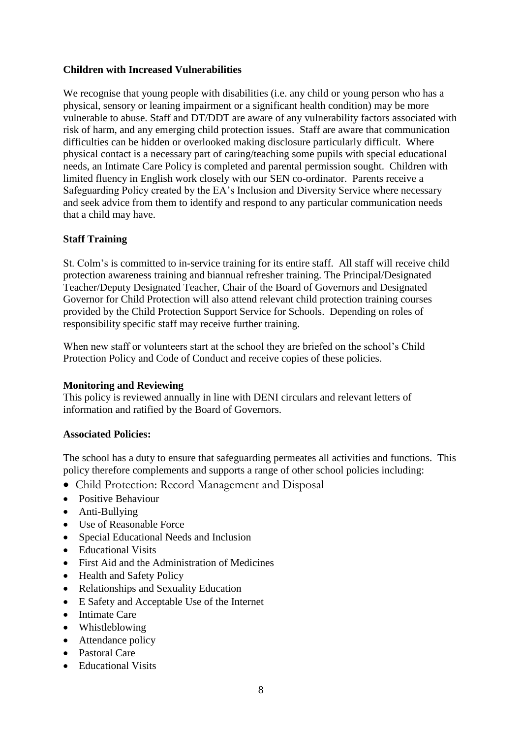**Children with Increased Vulnerabilities**

We recognise that young people with disabilities (i.e. any child or young person who has a physical, sensory or leaning impairment or a significant health condition) may be more vulnerable to abuse. Staff and DT/DDT are aware of any vulnerability factors associated with risk of harm, and any emerging child protection issues. Staff are aware that communication difficulties can be hidden or overlooked making disclosure particularly difficult. Where physical contact is a necessary part of caring/teaching some pupils with special educational needs, an Intimate Care Policy is completed and parental permission sought. Children with limited fluency in English work closely with our SEN co-ordinator. Parents receive a Safeguarding Policy created by the EA's Inclusion and Diversity Service where necessary and seek advice from them to identify and respond to any particular communication needs that a child may have.

**Staff Training**

St. Colm's is committed to in-service training for its entire staff. All staff will receive child protection awareness training and biannual refresher training. The Principal/Designated Teacher/Deputy Designated Teacher, Chair of the Board of Governors and Designated Governor for Child Protection will also attend relevant child protection training courses provided by the Child Protection Support Service for Schools. Depending on roles of responsibility specific staff may receive further training.

When new staff or volunteers start at the school they are briefed on the school's Child Protection Policy and Code of Conduct and receive copies of these policies.

**Monitoring and Reviewing**

This policy is reviewed annually in line with DENI circulars and relevant letters of information and ratified by the Board of Governors.

**Associated Policies:**

The school has a duty to ensure that safeguarding permeates all activities and functions. This policy therefore complements and supports a range of other school policies including:

- Child Protection: Record Management and Disposal
- Positive Behaviour
- Anti-Bullying
- Use of Reasonable Force
- Special Educational Needs and Inclusion
- Educational Visits
- First Aid and the Administration of Medicines
- Health and Safety Policy
- Relationships and Sexuality Education
- E Safety and Acceptable Use of the Internet
- Intimate Care
- Whistleblowing
- Attendance policy
- Pastoral Care
- Educational Visits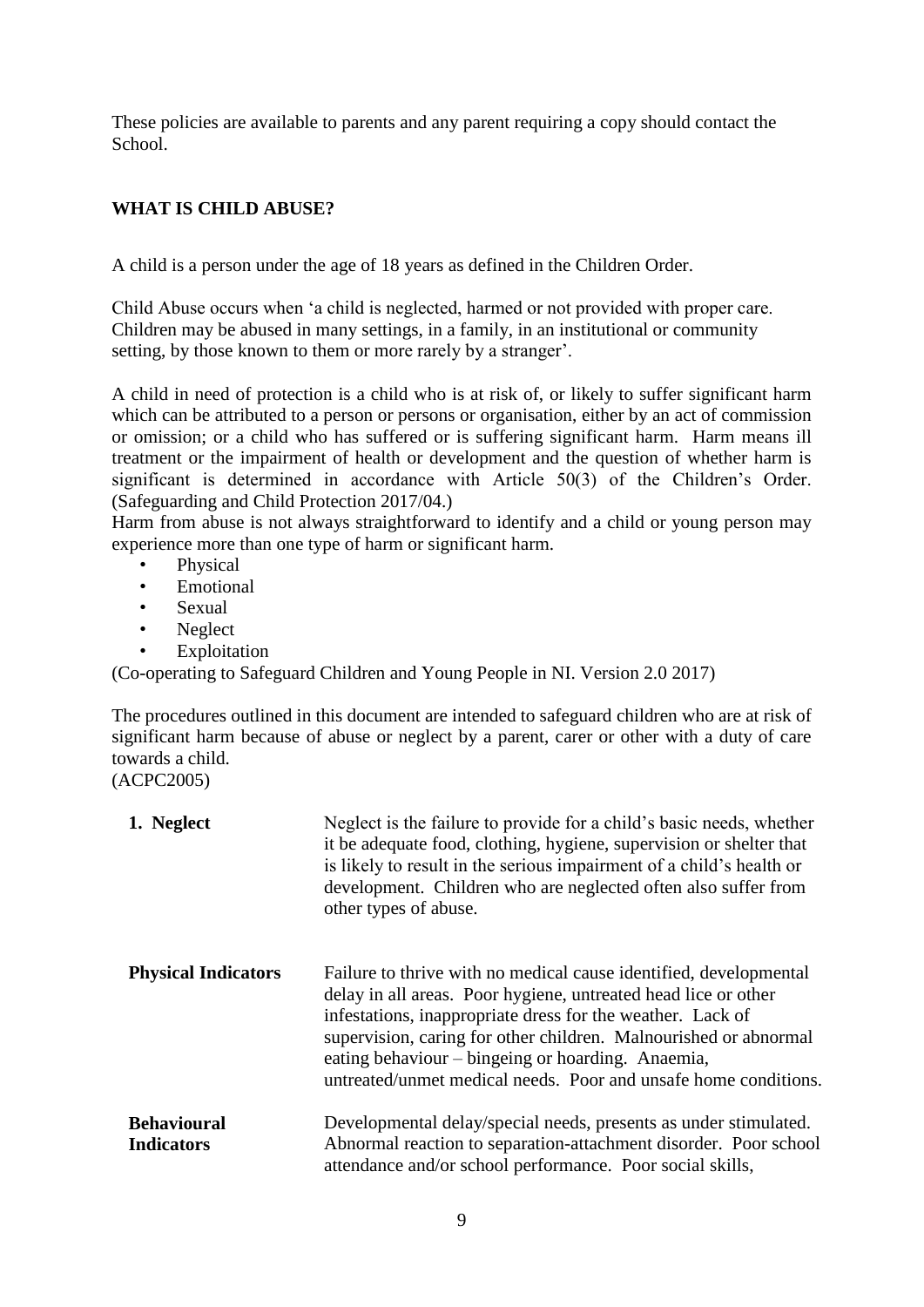These policies are available to parents and any parent requiring a copy should contact the School.

## WHAT IS CHILD ABUSE?

A child is a person under the age of 18 years as defined in the Children Order.

Child Abuse occurs when 'a child is neglected, harmed or not provided with proper care. Children may be abused in many settings, in a family, in an institutional or community setting, by those known to them or more rarely by a stranger'.

A child in need of protection is a child who is at risk of, or likely to suffer significant harm which can be attributed to a person or persons or organisation, either by an act of commission or omission; or a child who has suffered or is suffering significant harm. Harm means ill treatment or the impairment of health or development and the question of whether harm is significant is determined in accordance with Article 50(3) of the Children's Order. (Safeguarding and Child Protection 2017/04.)

Harm from abuse is not always straightforward to identify and a child or young person may experience more than one type of harm or significant harm.

- Physical
- Emotional
- Sexual
- Neglect
- Exploitation

(Co-operating to Safeguard Children and Young People in NI. Version 2.0 2017)

The procedures outlined in this document are intended to safeguard children who are at risk of significant harm because of abuse or neglect by a parent, carer or other with a duty of care towards a child.
(ACPC2005)

| | |
|---|---|
| **1. Neglect** | Neglect is the failure to provide for a child's basic needs, whether it be adequate food, clothing, hygiene, supervision or shelter that is likely to result in the serious impairment of a child's health or development. Children who are neglected often also suffer from other types of abuse. |
| **Physical Indicators** | Failure to thrive with no medical cause identified, developmental delay in all areas. Poor hygiene, untreated head lice or other infestations, inappropriate dress for the weather. Lack of supervision, caring for other children. Malnourished or abnormal eating behaviour – bingeing or hoarding. Anaemia, untreated/unmet medical needs. Poor and unsafe home conditions. |
| **Behavioural Indicators** | Developmental delay/special needs, presents as under stimulated. Abnormal reaction to separation-attachment disorder. Poor school attendance and/or school performance. Poor social skills, |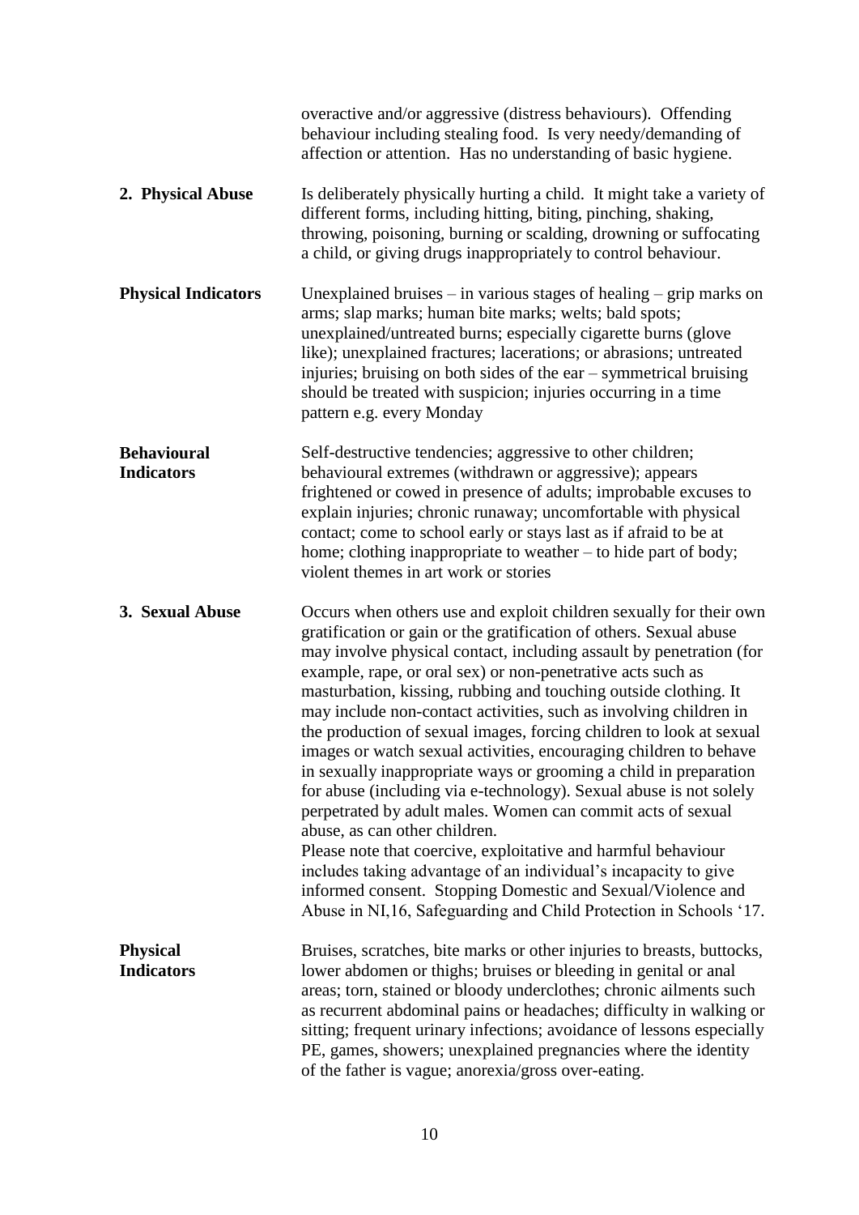overactive and/or aggressive (distress behaviours). Offending behaviour including stealing food. Is very needy/demanding of affection or attention. Has no understanding of basic hygiene.

**2. Physical Abuse**

Is deliberately physically hurting a child. It might take a variety of different forms, including hitting, biting, pinching, shaking, throwing, poisoning, burning or scalding, drowning or suffocating a child, or giving drugs inappropriately to control behaviour.

**Physical Indicators**

Unexplained bruises – in various stages of healing – grip marks on arms; slap marks; human bite marks; welts; bald spots; unexplained/untreated burns; especially cigarette burns (glove like); unexplained fractures; lacerations; or abrasions; untreated injuries; bruising on both sides of the ear – symmetrical bruising should be treated with suspicion; injuries occurring in a time pattern e.g. every Monday

**Behavioural Indicators**

Self-destructive tendencies; aggressive to other children; behavioural extremes (withdrawn or aggressive); appears frightened or cowed in presence of adults; improbable excuses to explain injuries; chronic runaway; uncomfortable with physical contact; come to school early or stays last as if afraid to be at home; clothing inappropriate to weather – to hide part of body; violent themes in art work or stories

**3. Sexual Abuse**

Occurs when others use and exploit children sexually for their own gratification or gain or the gratification of others. Sexual abuse may involve physical contact, including assault by penetration (for example, rape, or oral sex) or non-penetrative acts such as masturbation, kissing, rubbing and touching outside clothing. It may include non-contact activities, such as involving children in the production of sexual images, forcing children to look at sexual images or watch sexual activities, encouraging children to behave in sexually inappropriate ways or grooming a child in preparation for abuse (including via e-technology). Sexual abuse is not solely perpetrated by adult males. Women can commit acts of sexual abuse, as can other children.
Please note that coercive, exploitative and harmful behaviour includes taking advantage of an individual's incapacity to give informed consent. Stopping Domestic and Sexual/Violence and Abuse in NI,16, Safeguarding and Child Protection in Schools '17.

**Physical Indicators**

Bruises, scratches, bite marks or other injuries to breasts, buttocks, lower abdomen or thighs; bruises or bleeding in genital or anal areas; torn, stained or bloody underclothes; chronic ailments such as recurrent abdominal pains or headaches; difficulty in walking or sitting; frequent urinary infections; avoidance of lessons especially PE, games, showers; unexplained pregnancies where the identity of the father is vague; anorexia/gross over-eating.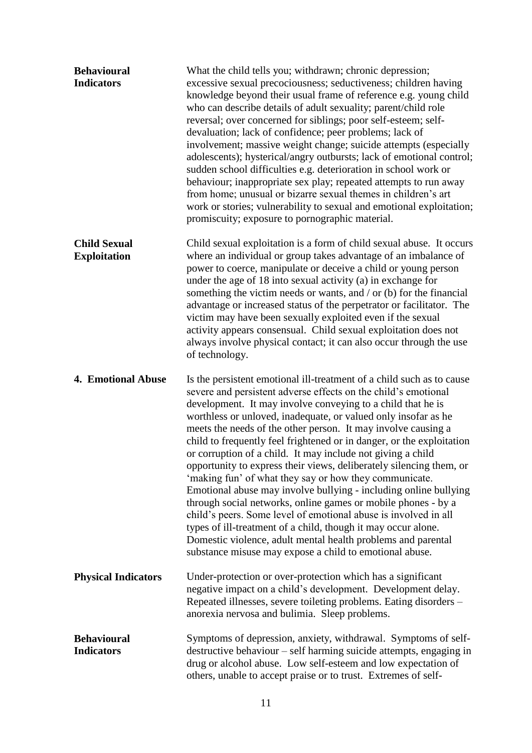**Behavioural Indicators**

What the child tells you; withdrawn; chronic depression; excessive sexual precociousness; seductiveness; children having knowledge beyond their usual frame of reference e.g. young child who can describe details of adult sexuality; parent/child role reversal; over concerned for siblings; poor self-esteem; self-devaluation; lack of confidence; peer problems; lack of involvement; massive weight change; suicide attempts (especially adolescents); hysterical/angry outbursts; lack of emotional control; sudden school difficulties e.g. deterioration in school work or behaviour; inappropriate sex play; repeated attempts to run away from home; unusual or bizarre sexual themes in children's art work or stories; vulnerability to sexual and emotional exploitation; promiscuity; exposure to pornographic material.

**Child Sexual Exploitation**

Child sexual exploitation is a form of child sexual abuse. It occurs where an individual or group takes advantage of an imbalance of power to coerce, manipulate or deceive a child or young person under the age of 18 into sexual activity (a) in exchange for something the victim needs or wants, and / or (b) for the financial advantage or increased status of the perpetrator or facilitator. The victim may have been sexually exploited even if the sexual activity appears consensual. Child sexual exploitation does not always involve physical contact; it can also occur through the use of technology.

**4. Emotional Abuse**

Is the persistent emotional ill-treatment of a child such as to cause severe and persistent adverse effects on the child's emotional development. It may involve conveying to a child that he is worthless or unloved, inadequate, or valued only insofar as he meets the needs of the other person. It may involve causing a child to frequently feel frightened or in danger, or the exploitation or corruption of a child. It may include not giving a child opportunity to express their views, deliberately silencing them, or 'making fun' of what they say or how they communicate. Emotional abuse may involve bullying - including online bullying through social networks, online games or mobile phones - by a child's peers. Some level of emotional abuse is involved in all types of ill-treatment of a child, though it may occur alone. Domestic violence, adult mental health problems and parental substance misuse may expose a child to emotional abuse.

**Physical Indicators**

Under-protection or over-protection which has a significant negative impact on a child's development. Development delay. Repeated illnesses, severe toileting problems. Eating disorders – anorexia nervosa and bulimia. Sleep problems.

**Behavioural Indicators**

Symptoms of depression, anxiety, withdrawal. Symptoms of self-destructive behaviour – self harming suicide attempts, engaging in drug or alcohol abuse. Low self-esteem and low expectation of others, unable to accept praise or to trust. Extremes of self-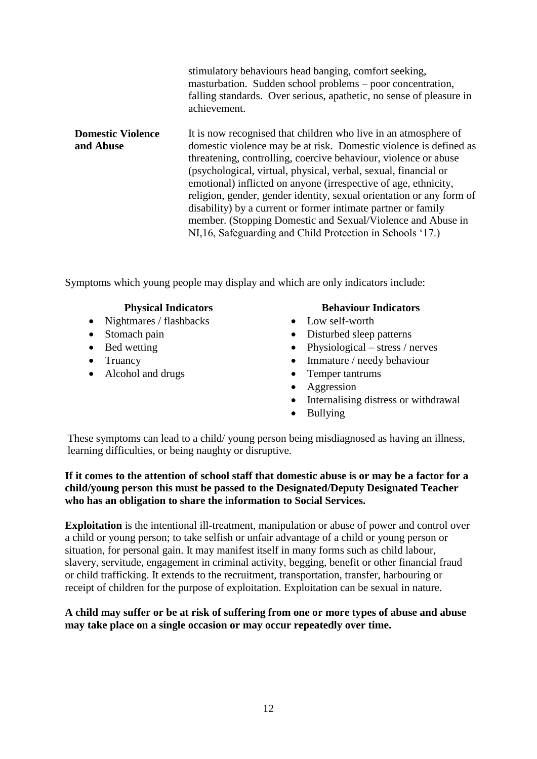| | |
|---|---|
| | stimulatory behaviours head banging, comfort seeking, masturbation. Sudden school problems – poor concentration, falling standards. Over serious, apathetic, no sense of pleasure in achievement. |
| **Domestic Violence and Abuse** | It is now recognised that children who live in an atmosphere of domestic violence may be at risk. Domestic violence is defined as threatening, controlling, coercive behaviour, violence or abuse (psychological, virtual, physical, verbal, sexual, financial or emotional) inflicted on anyone (irrespective of age, ethnicity, religion, gender, gender identity, sexual orientation or any form of disability) by a current or former intimate partner or family member. (Stopping Domestic and Sexual/Violence and Abuse in NI,16, Safeguarding and Child Protection in Schools '17.) |

Symptoms which young people may display and which are only indicators include:

**Physical Indicators**

- Nightmares / flashbacks
- Stomach pain
- Bed wetting
- Truancy
- Alcohol and drugs

**Behaviour Indicators**

- Low self-worth
- Disturbed sleep patterns
- Physiological – stress / nerves
- Immature / needy behaviour
- Temper tantrums
- Aggression
- Internalising distress or withdrawal
- Bullying

These symptoms can lead to a child/ young person being misdiagnosed as having an illness, learning difficulties, or being naughty or disruptive.

**If it comes to the attention of school staff that domestic abuse is or may be a factor for a child/young person this must be passed to the Designated/Deputy Designated Teacher who has an obligation to share the information to Social Services.**

**Exploitation** is the intentional ill-treatment, manipulation or abuse of power and control over a child or young person; to take selfish or unfair advantage of a child or young person or situation, for personal gain. It may manifest itself in many forms such as child labour, slavery, servitude, engagement in criminal activity, begging, benefit or other financial fraud or child trafficking. It extends to the recruitment, transportation, transfer, harbouring or receipt of children for the purpose of exploitation. Exploitation can be sexual in nature.

**A child may suffer or be at risk of suffering from one or more types of abuse and abuse may take place on a single occasion or may occur repeatedly over time.**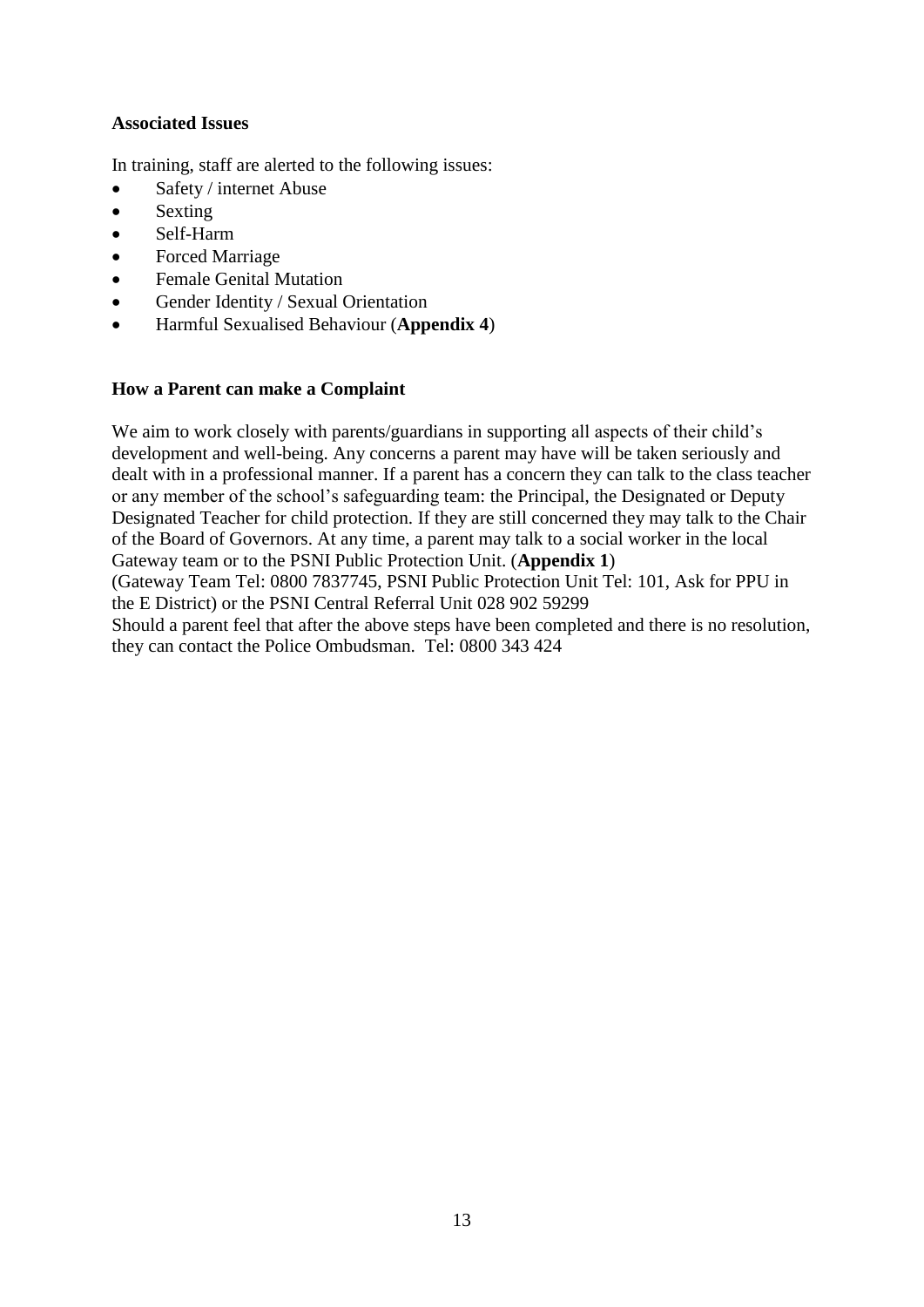**Associated Issues**

In training, staff are alerted to the following issues:

- Safety / internet Abuse
- Sexting
- Self-Harm
- Forced Marriage
- Female Genital Mutation
- Gender Identity / Sexual Orientation
- Harmful Sexualised Behaviour (**Appendix 4**)

**How a Parent can make a Complaint**

We aim to work closely with parents/guardians in supporting all aspects of their child's development and well-being. Any concerns a parent may have will be taken seriously and dealt with in a professional manner. If a parent has a concern they can talk to the class teacher or any member of the school's safeguarding team: the Principal, the Designated or Deputy Designated Teacher for child protection. If they are still concerned they may talk to the Chair of the Board of Governors. At any time, a parent may talk to a social worker in the local Gateway team or to the PSNI Public Protection Unit. (**Appendix 1**)
(Gateway Team Tel: 0800 7837745, PSNI Public Protection Unit Tel: 101, Ask for PPU in the E District) or the PSNI Central Referral Unit 028 902 59299
Should a parent feel that after the above steps have been completed and there is no resolution, they can contact the Police Ombudsman. Tel: 0800 343 424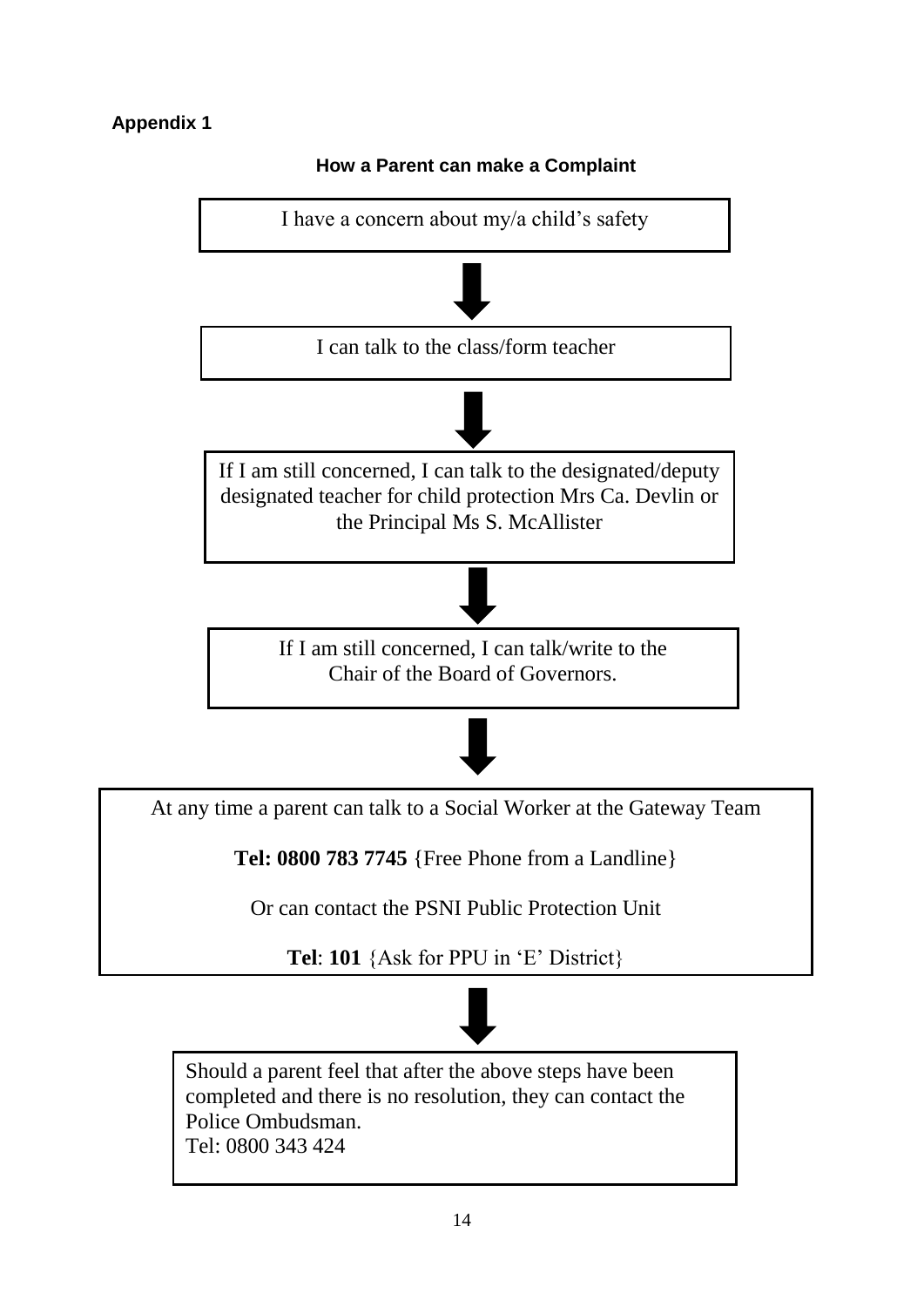**Appendix 1**

**How a Parent can make a Complaint**

I have a concern about my/a child's safety

↓

I can talk to the class/form teacher

↓

If I am still concerned, I can talk to the designated/deputy designated teacher for child protection Mrs Ca. Devlin or the Principal Ms S. McAllister

↓

If I am still concerned, I can talk/write to the Chair of the Board of Governors.

↓

At any time a parent can talk to a Social Worker at the Gateway Team

**Tel: 0800 783 7745** {Free Phone from a Landline}

Or can contact the PSNI Public Protection Unit

**Tel**: **101** {Ask for PPU in 'E' District}

↓

Should a parent feel that after the above steps have been completed and there is no resolution, they can contact the Police Ombudsman.
Tel: 0800 343 424